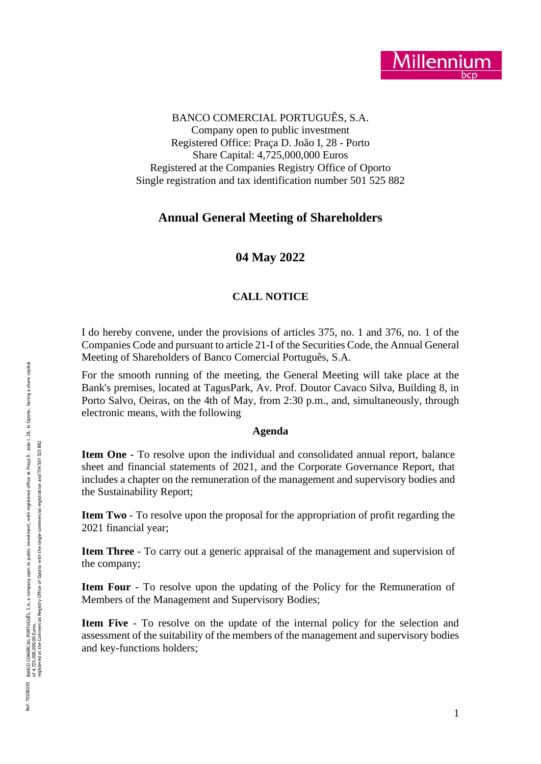BANCO COMERCIAL PORTUGUÊS, S.A.
Company open to public investment
Registered Office: Praça D. João I, 28 - Porto
Share Capital: 4,725,000,000 Euros
Registered at the Companies Registry Office of Oporto
Single registration and tax identification number 501 525 882

# Annual General Meeting of Shareholders

## 04 May 2022

### CALL NOTICE

I do hereby convene, under the provisions of articles 375, no. 1 and 376, no. 1 of the Companies Code and pursuant to article 21-I of the Securities Code, the Annual General Meeting of Shareholders of Banco Comercial Português, S.A.

For the smooth running of the meeting, the General Meeting will take place at the Bank's premises, located at TagusPark, Av. Prof. Doutor Cavaco Silva, Building 8, in Porto Salvo, Oeiras, on the 4th of May, from 2:30 p.m., and, simultaneously, through electronic means, with the following

**Agenda**

**Item One** - To resolve upon the individual and consolidated annual report, balance sheet and financial statements of 2021, and the Corporate Governance Report, that includes a chapter on the remuneration of the management and supervisory bodies and the Sustainability Report;

**Item Two** - To resolve upon the proposal for the appropriation of profit regarding the 2021 financial year;

**Item Three** - To carry out a generic appraisal of the management and supervision of the company;

**Item Four** - To resolve upon the updating of the Policy for the Remuneration of Members of the Management and Supervisory Bodies;

**Item Five** - To resolve on the update of the internal policy for the selection and assessment of the suitability of the members of the management and supervisory bodies and key-functions holders;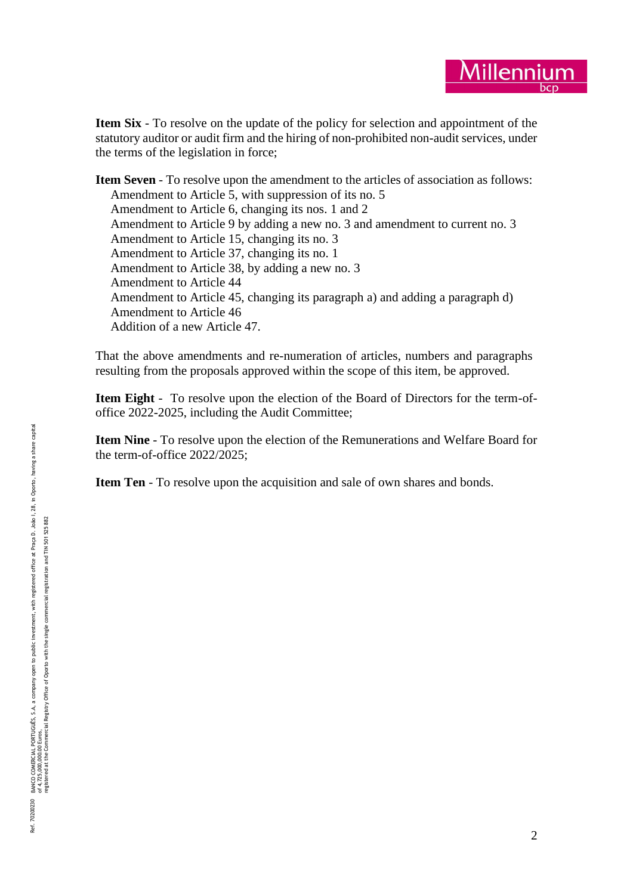**Item Six** - To resolve on the update of the policy for selection and appointment of the statutory auditor or audit firm and the hiring of non-prohibited non-audit services, under the terms of the legislation in force;

**Item Seven** - To resolve upon the amendment to the articles of association as follows:

- Amendment to Article 5, with suppression of its no. 5
- Amendment to Article 6, changing its nos. 1 and 2
- Amendment to Article 9 by adding a new no. 3 and amendment to current no. 3
- Amendment to Article 15, changing its no. 3
- Amendment to Article 37, changing its no. 1
- Amendment to Article 38, by adding a new no. 3
- Amendment to Article 44
- Amendment to Article 45, changing its paragraph a) and adding a paragraph d)
- Amendment to Article 46
- Addition of a new Article 47.

That the above amendments and re-numeration of articles, numbers and paragraphs resulting from the proposals approved within the scope of this item, be approved.

**Item Eight** - To resolve upon the election of the Board of Directors for the term-of-office 2022-2025, including the Audit Committee;

**Item Nine** - To resolve upon the election of the Remunerations and Welfare Board for the term-of-office 2022/2025;

**Item Ten** - To resolve upon the acquisition and sale of own shares and bonds.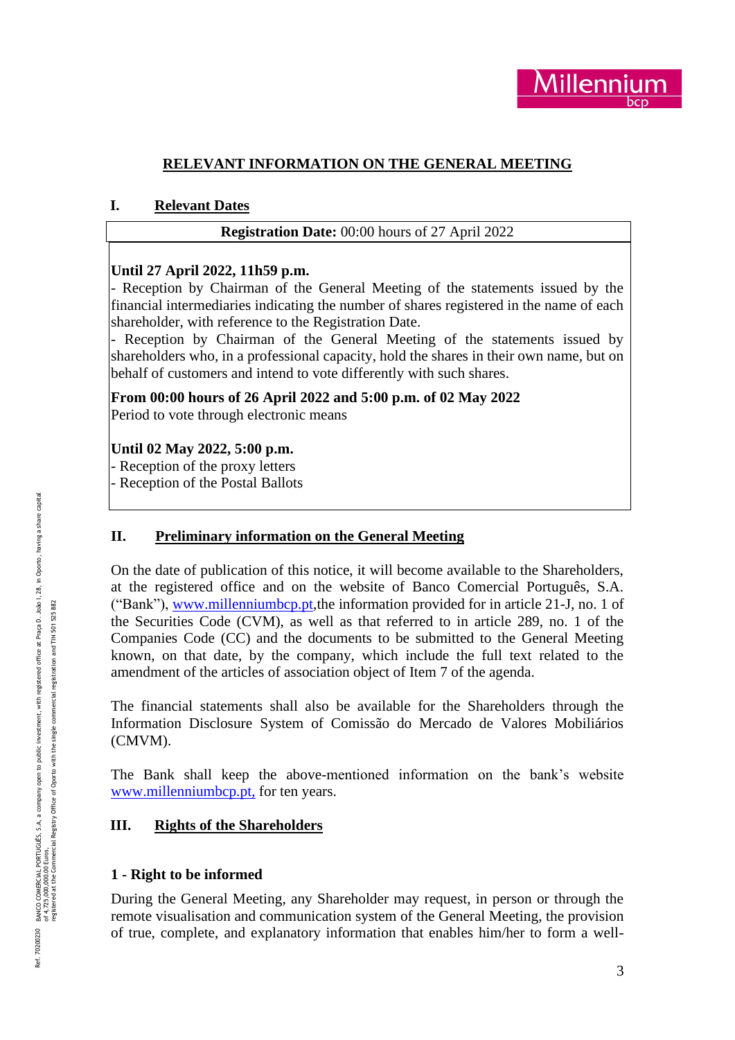## RELEVANT INFORMATION ON THE GENERAL MEETING

### I. Relevant Dates

**Registration Date:** 00:00 hours of 27 April 2022

**Until 27 April 2022, 11h59 p.m.**
- Reception by Chairman of the General Meeting of the statements issued by the financial intermediaries indicating the number of shares registered in the name of each shareholder, with reference to the Registration Date.
- Reception by Chairman of the General Meeting of the statements issued by shareholders who, in a professional capacity, hold the shares in their own name, but on behalf of customers and intend to vote differently with such shares.

**From 00:00 hours of 26 April 2022 and 5:00 p.m. of 02 May 2022**
Period to vote through electronic means

**Until 02 May 2022, 5:00 p.m.**
- Reception of the proxy letters
- Reception of the Postal Ballots

### II. Preliminary information on the General Meeting

On the date of publication of this notice, it will become available to the Shareholders, at the registered office and on the website of Banco Comercial Português, S.A. ("Bank"), www.millenniumbcp.pt,the information provided for in article 21-J, no. 1 of the Securities Code (CVM), as well as that referred to in article 289, no. 1 of the Companies Code (CC) and the documents to be submitted to the General Meeting known, on that date, by the company, which include the full text related to the amendment of the articles of association object of Item 7 of the agenda.

The financial statements shall also be available for the Shareholders through the Information Disclosure System of Comissão do Mercado de Valores Mobiliários (CMVM).

The Bank shall keep the above-mentioned information on the bank's website www.millenniumbcp.pt, for ten years.

### III. Rights of the Shareholders

**1 - Right to be informed**

During the General Meeting, any Shareholder may request, in person or through the remote visualisation and communication system of the General Meeting, the provision of true, complete, and explanatory information that enables him/her to form a well-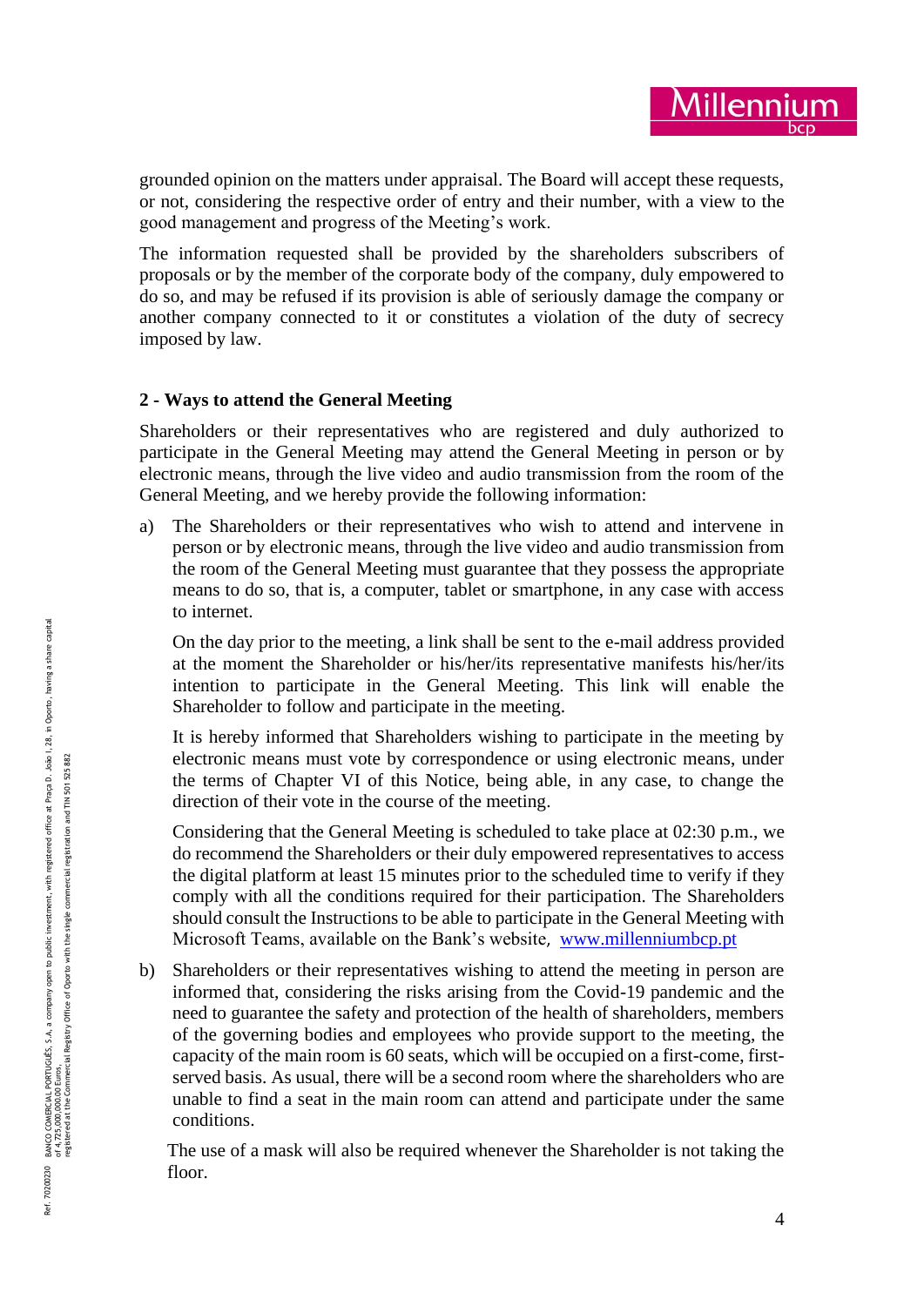grounded opinion on the matters under appraisal. The Board will accept these requests, or not, considering the respective order of entry and their number, with a view to the good management and progress of the Meeting's work.

The information requested shall be provided by the shareholders subscribers of proposals or by the member of the corporate body of the company, duly empowered to do so, and may be refused if its provision is able of seriously damage the company or another company connected to it or constitutes a violation of the duty of secrecy imposed by law.

## 2 - Ways to attend the General Meeting

Shareholders or their representatives who are registered and duly authorized to participate in the General Meeting may attend the General Meeting in person or by electronic means, through the live video and audio transmission from the room of the General Meeting, and we hereby provide the following information:

a) The Shareholders or their representatives who wish to attend and intervene in person or by electronic means, through the live video and audio transmission from the room of the General Meeting must guarantee that they possess the appropriate means to do so, that is, a computer, tablet or smartphone, in any case with access to internet.

   On the day prior to the meeting, a link shall be sent to the e-mail address provided at the moment the Shareholder or his/her/its representative manifests his/her/its intention to participate in the General Meeting. This link will enable the Shareholder to follow and participate in the meeting.

   It is hereby informed that Shareholders wishing to participate in the meeting by electronic means must vote by correspondence or using electronic means, under the terms of Chapter VI of this Notice, being able, in any case, to change the direction of their vote in the course of the meeting.

   Considering that the General Meeting is scheduled to take place at 02:30 p.m., we do recommend the Shareholders or their duly empowered representatives to access the digital platform at least 15 minutes prior to the scheduled time to verify if they comply with all the conditions required for their participation. The Shareholders should consult the Instructions to be able to participate in the General Meeting with Microsoft Teams, available on the Bank's website, www.millenniumbcp.pt

b) Shareholders or their representatives wishing to attend the meeting in person are informed that, considering the risks arising from the Covid-19 pandemic and the need to guarantee the safety and protection of the health of shareholders, members of the governing bodies and employees who provide support to the meeting, the capacity of the main room is 60 seats, which will be occupied on a first-come, first-served basis. As usual, there will be a second room where the shareholders who are unable to find a seat in the main room can attend and participate under the same conditions.

   The use of a mask will also be required whenever the Shareholder is not taking the floor.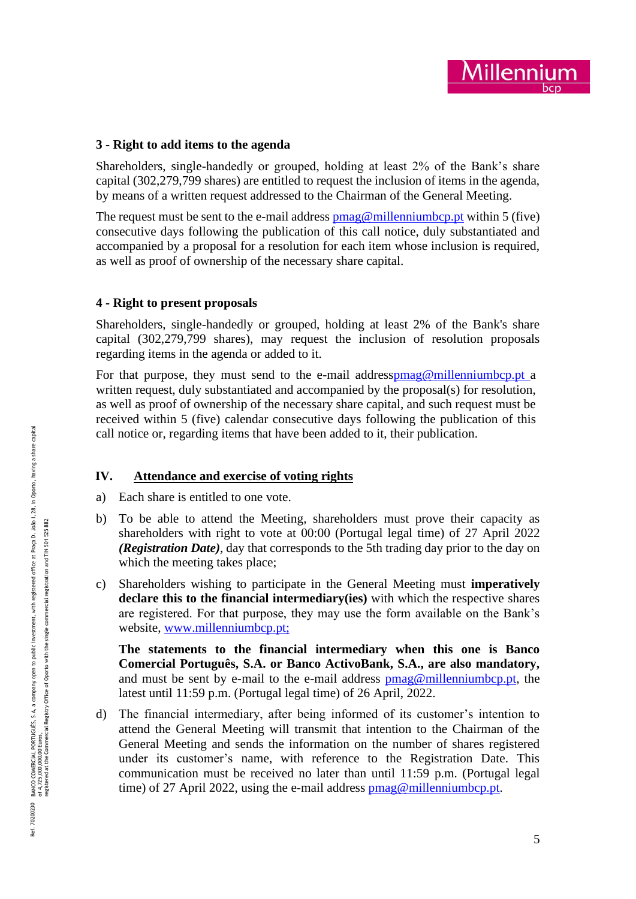### 3 - Right to add items to the agenda

Shareholders, single-handedly or grouped, holding at least 2% of the Bank's share capital (302,279,799 shares) are entitled to request the inclusion of items in the agenda, by means of a written request addressed to the Chairman of the General Meeting.

The request must be sent to the e-mail address pmag@millenniumbcp.pt within 5 (five) consecutive days following the publication of this call notice, duly substantiated and accompanied by a proposal for a resolution for each item whose inclusion is required, as well as proof of ownership of the necessary share capital.

### 4 - Right to present proposals

Shareholders, single-handedly or grouped, holding at least 2% of the Bank's share capital (302,279,799 shares), may request the inclusion of resolution proposals regarding items in the agenda or added to it.

For that purpose, they must send to the e-mail addresspmag@millenniumbcp.pt a written request, duly substantiated and accompanied by the proposal(s) for resolution, as well as proof of ownership of the necessary share capital, and such request must be received within 5 (five) calendar consecutive days following the publication of this call notice or, regarding items that have been added to it, their publication.

## IV. Attendance and exercise of voting rights

a) Each share is entitled to one vote.

b) To be able to attend the Meeting, shareholders must prove their capacity as shareholders with right to vote at 00:00 (Portugal legal time) of 27 April 2022 ***(Registration Date)***, day that corresponds to the 5th trading day prior to the day on which the meeting takes place;

c) Shareholders wishing to participate in the General Meeting must **imperatively declare this to the financial intermediary(ies)** with which the respective shares are registered. For that purpose, they may use the form available on the Bank's website, www.millenniumbcp.pt;

   **The statements to the financial intermediary when this one is Banco Comercial Português, S.A. or Banco ActivoBank, S.A., are also mandatory,** and must be sent by e-mail to the e-mail address pmag@millenniumbcp.pt, the latest until 11:59 p.m. (Portugal legal time) of 26 April, 2022.

d) The financial intermediary, after being informed of its customer's intention to attend the General Meeting will transmit that intention to the Chairman of the General Meeting and sends the information on the number of shares registered under its customer's name, with reference to the Registration Date. This communication must be received no later than until 11:59 p.m. (Portugal legal time) of 27 April 2022, using the e-mail address pmag@millenniumbcp.pt.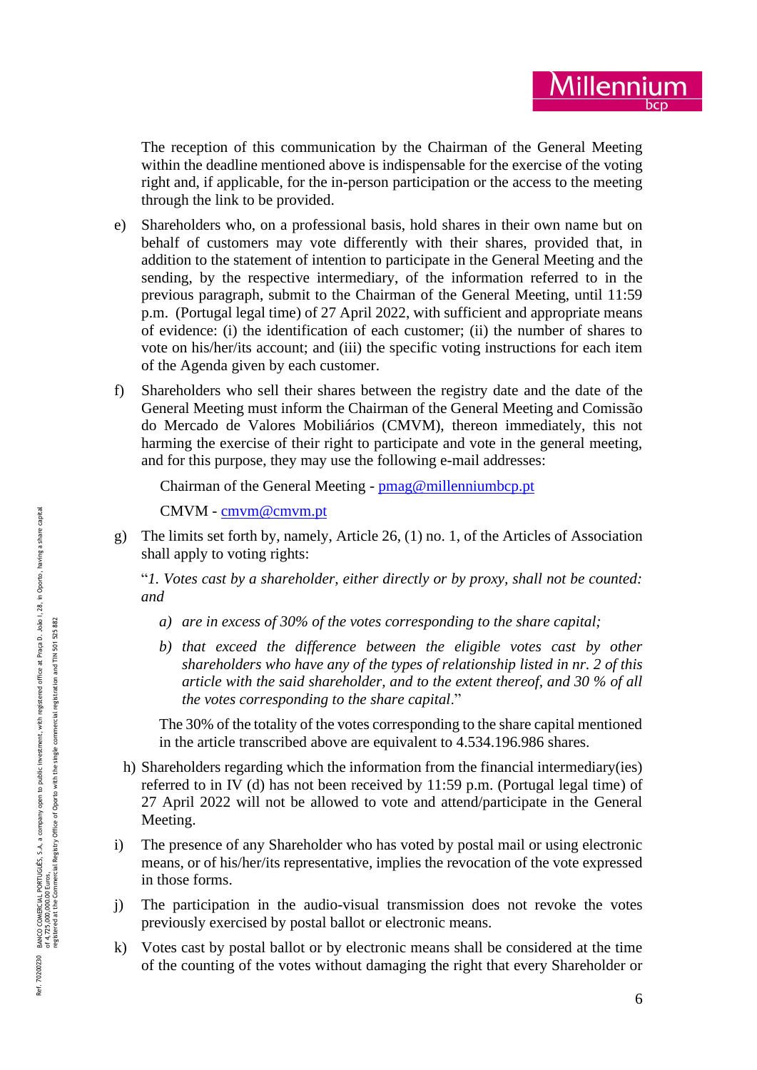The reception of this communication by the Chairman of the General Meeting within the deadline mentioned above is indispensable for the exercise of the voting right and, if applicable, for the in-person participation or the access to the meeting through the link to be provided.

e) Shareholders who, on a professional basis, hold shares in their own name but on behalf of customers may vote differently with their shares, provided that, in addition to the statement of intention to participate in the General Meeting and the sending, by the respective intermediary, of the information referred to in the previous paragraph, submit to the Chairman of the General Meeting, until 11:59 p.m. (Portugal legal time) of 27 April 2022, with sufficient and appropriate means of evidence: (i) the identification of each customer; (ii) the number of shares to vote on his/her/its account; and (iii) the specific voting instructions for each item of the Agenda given by each customer.

f) Shareholders who sell their shares between the registry date and the date of the General Meeting must inform the Chairman of the General Meeting and Comissão do Mercado de Valores Mobiliários (CMVM), thereon immediately, this not harming the exercise of their right to participate and vote in the general meeting, and for this purpose, they may use the following e-mail addresses:

   Chairman of the General Meeting - pmag@millenniumbcp.pt

   CMVM - cmvm@cmvm.pt

g) The limits set forth by, namely, Article 26, (1) no. 1, of the Articles of Association shall apply to voting rights:

   "*1. Votes cast by a shareholder, either directly or by proxy, shall not be counted: and*

   *a) are in excess of 30% of the votes corresponding to the share capital;*

   *b) that exceed the difference between the eligible votes cast by other shareholders who have any of the types of relationship listed in nr. 2 of this article with the said shareholder, and to the extent thereof, and 30 % of all the votes corresponding to the share capital.*"

   The 30% of the totality of the votes corresponding to the share capital mentioned in the article transcribed above are equivalent to 4.534.196.986 shares.

h) Shareholders regarding which the information from the financial intermediary(ies) referred to in IV (d) has not been received by 11:59 p.m. (Portugal legal time) of 27 April 2022 will not be allowed to vote and attend/participate in the General Meeting.

i) The presence of any Shareholder who has voted by postal mail or using electronic means, or of his/her/its representative, implies the revocation of the vote expressed in those forms.

j) The participation in the audio-visual transmission does not revoke the votes previously exercised by postal ballot or electronic means.

k) Votes cast by postal ballot or by electronic means shall be considered at the time of the counting of the votes without damaging the right that every Shareholder or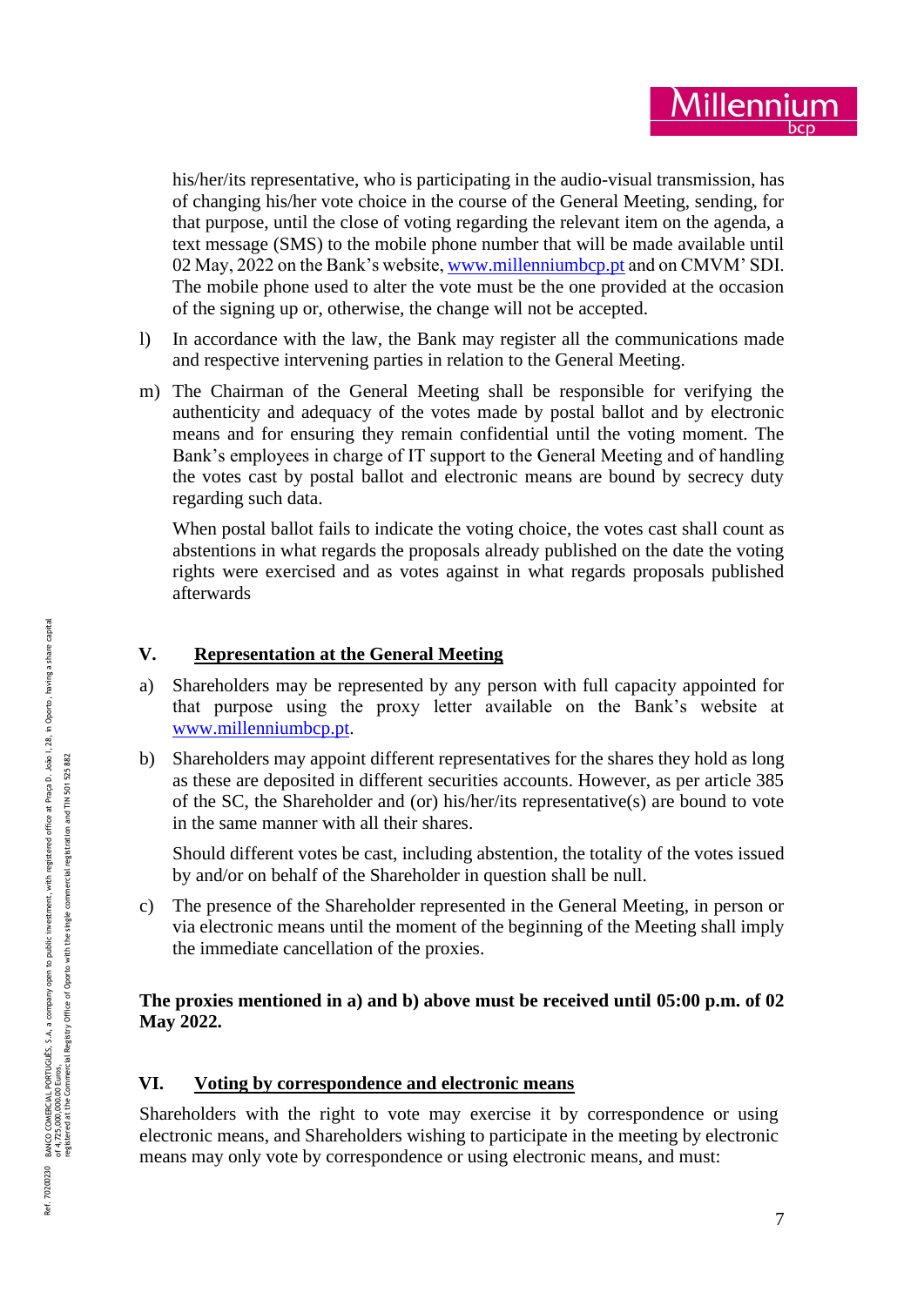his/her/its representative, who is participating in the audio-visual transmission, has of changing his/her vote choice in the course of the General Meeting, sending, for that purpose, until the close of voting regarding the relevant item on the agenda, a text message (SMS) to the mobile phone number that will be made available until 02 May, 2022 on the Bank's website, www.millenniumbcp.pt and on CMVM' SDI. The mobile phone used to alter the vote must be the one provided at the occasion of the signing up or, otherwise, the change will not be accepted.

l) In accordance with the law, the Bank may register all the communications made and respective intervening parties in relation to the General Meeting.

m) The Chairman of the General Meeting shall be responsible for verifying the authenticity and adequacy of the votes made by postal ballot and by electronic means and for ensuring they remain confidential until the voting moment. The Bank's employees in charge of IT support to the General Meeting and of handling the votes cast by postal ballot and electronic means are bound by secrecy duty regarding such data.

   When postal ballot fails to indicate the voting choice, the votes cast shall count as abstentions in what regards the proposals already published on the date the voting rights were exercised and as votes against in what regards proposals published afterwards

## V. Representation at the General Meeting

a) Shareholders may be represented by any person with full capacity appointed for that purpose using the proxy letter available on the Bank's website at www.millenniumbcp.pt.

b) Shareholders may appoint different representatives for the shares they hold as long as these are deposited in different securities accounts. However, as per article 385 of the SC, the Shareholder and (or) his/her/its representative(s) are bound to vote in the same manner with all their shares.

   Should different votes be cast, including abstention, the totality of the votes issued by and/or on behalf of the Shareholder in question shall be null.

c) The presence of the Shareholder represented in the General Meeting, in person or via electronic means until the moment of the beginning of the Meeting shall imply the immediate cancellation of the proxies.

**The proxies mentioned in a) and b) above must be received until 05:00 p.m. of 02 May 2022.**

## VI. Voting by correspondence and electronic means

Shareholders with the right to vote may exercise it by correspondence or using electronic means, and Shareholders wishing to participate in the meeting by electronic means may only vote by correspondence or using electronic means, and must: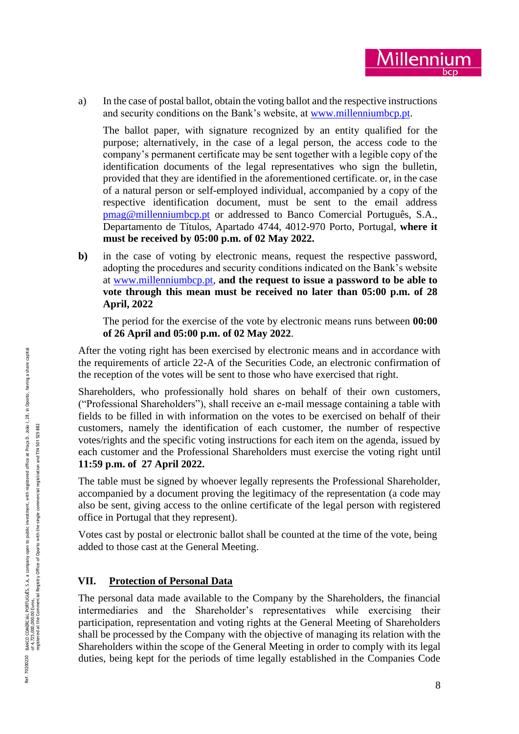a) In the case of postal ballot, obtain the voting ballot and the respective instructions and security conditions on the Bank's website, at [www.millenniumbcp.pt](http://www.millenniumbcp.pt).

   The ballot paper, with signature recognized by an entity qualified for the purpose; alternatively, in the case of a legal person, the access code to the company's permanent certificate may be sent together with a legible copy of the identification documents of the legal representatives who sign the bulletin, provided that they are identified in the aforementioned certificate. or, in the case of a natural person or self-employed individual, accompanied by a copy of the respective identification document, must be sent to the email address [pmag@millenniumbcp.pt](mailto:pmag@millenniumbcp.pt) or addressed to Banco Comercial Português, S.A., Departamento de Títulos, Apartado 4744, 4012-970 Porto, Portugal, **where it must be received by 05:00 p.m. of 02 May 2022.**

**b)** in the case of voting by electronic means, request the respective password, adopting the procedures and security conditions indicated on the Bank's website at [www.millenniumbcp.pt](http://www.millenniumbcp.pt), **and the request to issue a password to be able to vote through this mean must be received no later than 05:00 p.m. of 28 April, 2022**

   The period for the exercise of the vote by electronic means runs between **00:00 of 26 April and 05:00 p.m. of 02 May 2022**.

After the voting right has been exercised by electronic means and in accordance with the requirements of article 22-A of the Securities Code, an electronic confirmation of the reception of the votes will be sent to those who have exercised that right.

Shareholders, who professionally hold shares on behalf of their own customers, ("Professional Shareholders"), shall receive an e-mail message containing a table with fields to be filled in with information on the votes to be exercised on behalf of their customers, namely the identification of each customer, the number of respective votes/rights and the specific voting instructions for each item on the agenda, issued by each customer and the Professional Shareholders must exercise the voting right until **11:59 p.m. of 27 April 2022.**

The table must be signed by whoever legally represents the Professional Shareholder, accompanied by a document proving the legitimacy of the representation (a code may also be sent, giving access to the online certificate of the legal person with registered office in Portugal that they represent).

Votes cast by postal or electronic ballot shall be counted at the time of the vote, being added to those cast at the General Meeting.

## VII. Protection of Personal Data

The personal data made available to the Company by the Shareholders, the financial intermediaries and the Shareholder's representatives while exercising their participation, representation and voting rights at the General Meeting of Shareholders shall be processed by the Company with the objective of managing its relation with the Shareholders within the scope of the General Meeting in order to comply with its legal duties, being kept for the periods of time legally established in the Companies Code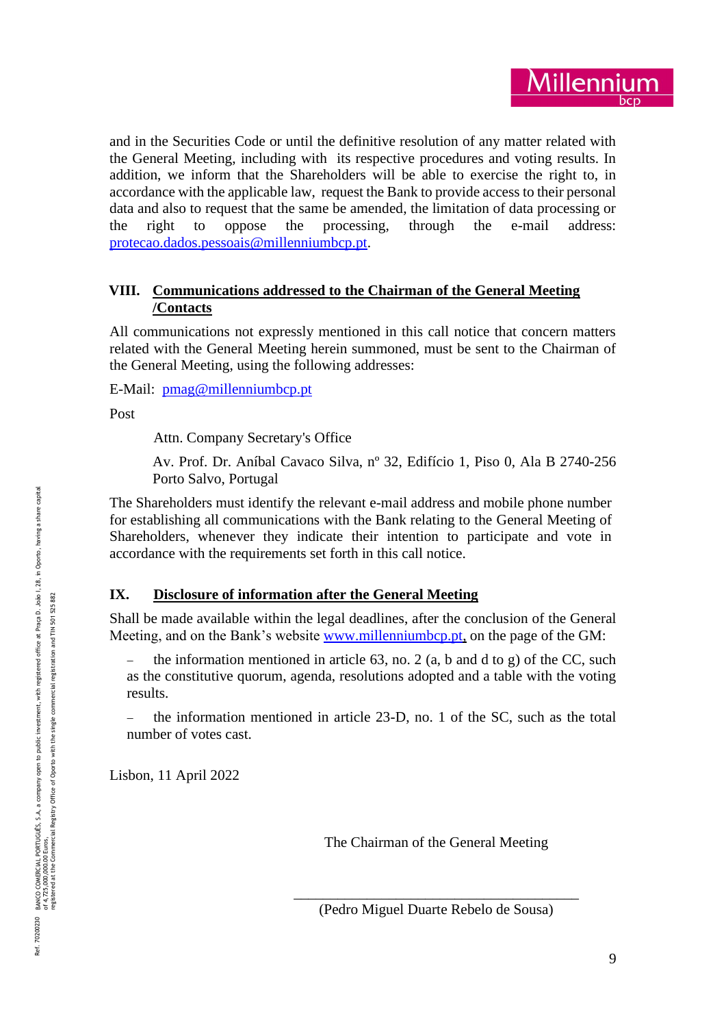and in the Securities Code or until the definitive resolution of any matter related with the General Meeting, including with its respective procedures and voting results. In addition, we inform that the Shareholders will be able to exercise the right to, in accordance with the applicable law, request the Bank to provide access to their personal data and also to request that the same be amended, the limitation of data processing or the right to oppose the processing, through the e-mail address: protecao.dados.pessoais@millenniumbcp.pt.

## VIII. Communications addressed to the Chairman of the General Meeting /Contacts

All communications not expressly mentioned in this call notice that concern matters related with the General Meeting herein summoned, must be sent to the Chairman of the General Meeting, using the following addresses:

E-Mail: pmag@millenniumbcp.pt

Post

> Attn. Company Secretary's Office
>
> Av. Prof. Dr. Aníbal Cavaco Silva, nº 32, Edifício 1, Piso 0, Ala B 2740-256 Porto Salvo, Portugal

The Shareholders must identify the relevant e-mail address and mobile phone number for establishing all communications with the Bank relating to the General Meeting of Shareholders, whenever they indicate their intention to participate and vote in accordance with the requirements set forth in this call notice.

## IX. Disclosure of information after the General Meeting

Shall be made available within the legal deadlines, after the conclusion of the General Meeting, and on the Bank's website www.millenniumbcp.pt, on the page of the GM:

- the information mentioned in article 63, no. 2 (a, b and d to g) of the CC, such as the constitutive quorum, agenda, resolutions adopted and a table with the voting results.
- the information mentioned in article 23-D, no. 1 of the SC, such as the total number of votes cast.

Lisbon, 11 April 2022

The Chairman of the General Meeting

\_\_\_\_\_\_\_\_\_\_\_\_\_\_\_\_\_\_\_\_\_\_\_\_\_\_\_\_\_\_\_\_\_\_\_\_\_\_\_\_

(Pedro Miguel Duarte Rebelo de Sousa)

Ref. 70200230 BANCO COMERCIAL PORTUGUÊS, S.A, a company open to public investment, with registered office at Praça D. João I, 28, in Oporto, having a share capital of 4,725,000,000.00 Euros, registered at the Commercial Registry Office of Oporto with the single commercial registration and TIN 501 525 882